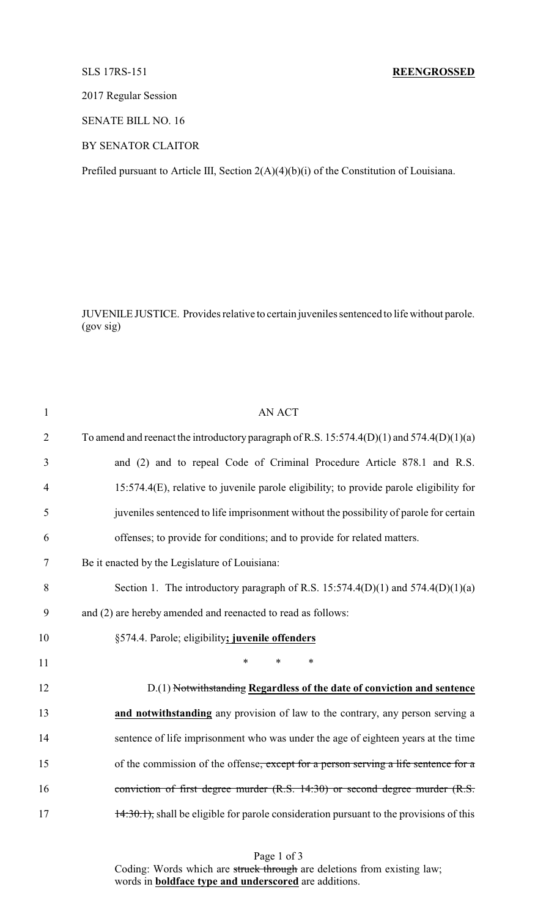SLS 17RS-151 **REENGROSSED**

2017 Regular Session

SENATE BILL NO. 16

BY SENATOR CLAITOR

Prefiled pursuant to Article III, Section 2(A)(4)(b)(i) of the Constitution of Louisiana.

JUVENILE JUSTICE. Provides relative to certain juveniles sentenced to life without parole. (gov sig)

1 AN ACT

2 To amend and reenact the introductory paragraph of R.S. 15:574.4(D)(1) and 574.4(D)(1)(a)

3 and (2) and to repeal Code of Criminal Procedure Article 878.1 and R.S.

4 15:574.4(E), relative to juvenile parole eligibility; to provide parole eligibility for

5 juveniles sentenced to life imprisonment without the possibility of parole for certain

6 offenses; to provide for conditions; and to provide for related matters.

7 Be it enacted by the Legislature of Louisiana:

8 Section 1. The introductory paragraph of R.S. 15:574.4(D)(1) and 574.4(D)(1)(a)

9 and (2) are hereby amended and reenacted to read as follows:

10 §574.4. Parole; eligibility**; juvenile offenders**

11 \* \* \*

12 D.(1) ~~Notwithstanding~~ **Regardless of the date of conviction and sentence**

13 **and notwithstanding** any provision of law to the contrary, any person serving a

14 sentence of life imprisonment who was under the age of eighteen years at the time

15 of the commission of the offense~~, except for a person serving a life sentence for a~~

16 ~~conviction of first degree murder (R.S. 14:30) or second degree murder (R.S.~~

17 ~~14:30.1),~~ shall be eligible for parole consideration pursuant to the provisions of this

Coding: Words which are ~~struck through~~ are deletions from existing law; words in **boldface type and underscored** are additions.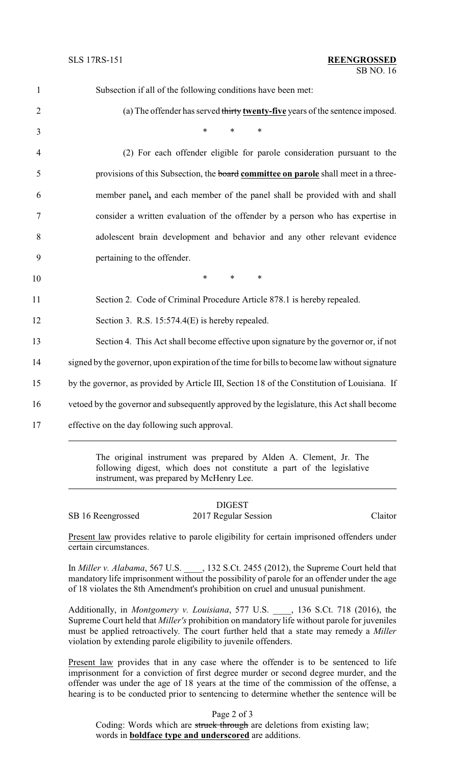Subsection if all of the following conditions have been met:

(a) The offender has served ~~thirty~~ **<u>twenty-five</u>** years of the sentence imposed.

\* \* \*

(2) For each offender eligible for parole consideration pursuant to the provisions of this Subsection, the ~~board~~ **<u>committee on parole</u>** shall meet in a three-member panel**<u>,</u>** and each member of the panel shall be provided with and shall consider a written evaluation of the offender by a person who has expertise in adolescent brain development and behavior and any other relevant evidence pertaining to the offender.

\* \* \*

Section 2. Code of Criminal Procedure Article 878.1 is hereby repealed.

Section 3. R.S. 15:574.4(E) is hereby repealed.

Section 4. This Act shall become effective upon signature by the governor or, if not signed by the governor, upon expiration of the time for bills to become law without signature by the governor, as provided by Article III, Section 18 of the Constitution of Louisiana. If vetoed by the governor and subsequently approved by the legislature, this Act shall become effective on the day following such approval.

---

The original instrument was prepared by Alden A. Clement, Jr. The following digest, which does not constitute a part of the legislative instrument, was prepared by McHenry Lee.

---

## DIGEST

SB 16 Reengrossed — 2017 Regular Session — Claitor

<u>Present law</u> provides relative to parole eligibility for certain imprisoned offenders under certain circumstances.

In *Miller v. Alabama*, 567 U.S. \_\_\_\_, 132 S.Ct. 2455 (2012), the Supreme Court held that mandatory life imprisonment without the possibility of parole for an offender under the age of 18 violates the 8th Amendment's prohibition on cruel and unusual punishment.

Additionally, in *Montgomery v. Louisiana*, 577 U.S. \_\_\_\_, 136 S.Ct. 718 (2016), the Supreme Court held that *Miller's* prohibition on mandatory life without parole for juveniles must be applied retroactively. The court further held that a state may remedy a *Miller* violation by extending parole eligibility to juvenile offenders.

<u>Present law</u> provides that in any case where the offender is to be sentenced to life imprisonment for a conviction of first degree murder or second degree murder, and the offender was under the age of 18 years at the time of the commission of the offense, a hearing is to be conducted prior to sentencing to determine whether the sentence will be

Coding: Words which are ~~struck through~~ are deletions from existing law; words in **<u>boldface type and underscored</u>** are additions.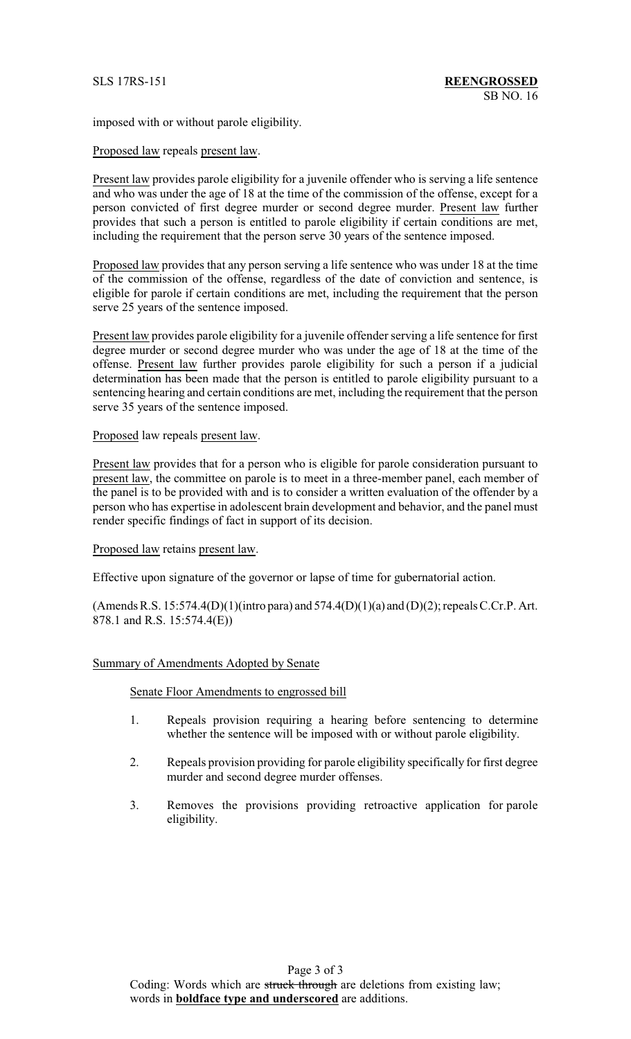imposed with or without parole eligibility.

Proposed law repeals present law.

Present law provides parole eligibility for a juvenile offender who is serving a life sentence and who was under the age of 18 at the time of the commission of the offense, except for a person convicted of first degree murder or second degree murder. Present law further provides that such a person is entitled to parole eligibility if certain conditions are met, including the requirement that the person serve 30 years of the sentence imposed.

Proposed law provides that any person serving a life sentence who was under 18 at the time of the commission of the offense, regardless of the date of conviction and sentence, is eligible for parole if certain conditions are met, including the requirement that the person serve 25 years of the sentence imposed.

Present law provides parole eligibility for a juvenile offender serving a life sentence for first degree murder or second degree murder who was under the age of 18 at the time of the offense. Present law further provides parole eligibility for such a person if a judicial determination has been made that the person is entitled to parole eligibility pursuant to a sentencing hearing and certain conditions are met, including the requirement that the person serve 35 years of the sentence imposed.

Proposed law repeals present law.

Present law provides that for a person who is eligible for parole consideration pursuant to present law, the committee on parole is to meet in a three-member panel, each member of the panel is to be provided with and is to consider a written evaluation of the offender by a person who has expertise in adolescent brain development and behavior, and the panel must render specific findings of fact in support of its decision.

Proposed law retains present law.

Effective upon signature of the governor or lapse of time for gubernatorial action.

(Amends R.S. 15:574.4(D)(1)(intro para) and 574.4(D)(1)(a) and (D)(2); repeals C.Cr.P. Art. 878.1 and R.S. 15:574.4(E))

Summary of Amendments Adopted by Senate

Senate Floor Amendments to engrossed bill

1. Repeals provision requiring a hearing before sentencing to determine whether the sentence will be imposed with or without parole eligibility.

2. Repeals provision providing for parole eligibility specifically for first degree murder and second degree murder offenses.

3. Removes the provisions providing retroactive application for parole eligibility.

Coding: Words which are ~~struck through~~ are deletions from existing law; words in **boldface type and underscored** are additions.